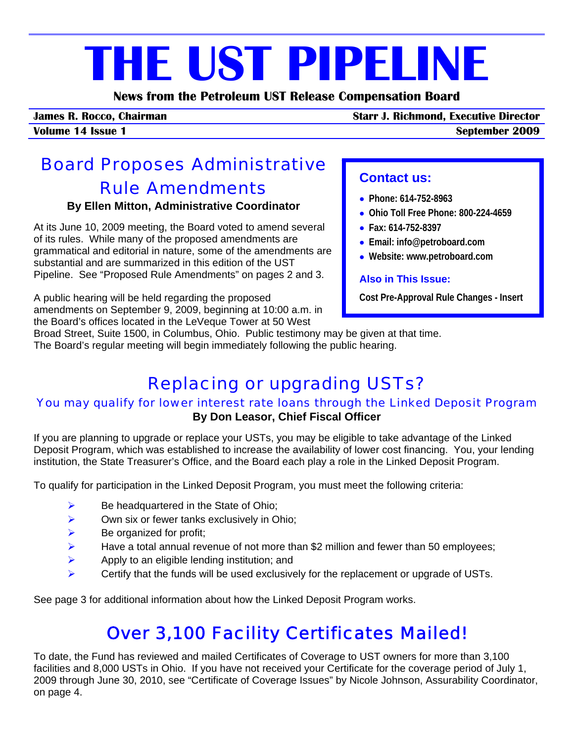# THE UST PIPELINE

**News from the Petroleum UST Release Compensation Board**

**James R. Rocco, Chairman** — **Starr J. Richmond, Executive Director**

**Volume 14 Issue 1** — **September 2009**

## Board Proposes Administrative Rule Amendments

**By Ellen Mitton, Administrative Coordinator**

At its June 10, 2009 meeting, the Board voted to amend several of its rules. While many of the proposed amendments are grammatical and editorial in nature, some of the amendments are substantial and are summarized in this edition of the UST Pipeline. See "Proposed Rule Amendments" on pages 2 and 3.

A public hearing will be held regarding the proposed amendments on September 9, 2009, beginning at 10:00 a.m. in the Board's offices located in the LeVeque Tower at 50 West Broad Street, Suite 1500, in Columbus, Ohio. Public testimony may be given at that time. The Board's regular meeting will begin immediately following the public hearing.

### Contact us:

- **Phone: 614-752-8963**
- **Ohio Toll Free Phone: 800-224-4659**
- **Fax: 614-752-8397**
- **Email: info@petroboard.com**
- **Website: www.petroboard.com**

### Also in This Issue:

**Cost Pre-Approval Rule Changes - Insert**

## Replacing or upgrading USTs?

### You may qualify for lower interest rate loans through the Linked Deposit Program

**By Don Leasor, Chief Fiscal Officer**

If you are planning to upgrade or replace your USTs, you may be eligible to take advantage of the Linked Deposit Program, which was established to increase the availability of lower cost financing. You, your lending institution, the State Treasurer's Office, and the Board each play a role in the Linked Deposit Program.

To qualify for participation in the Linked Deposit Program, you must meet the following criteria:

- Be headquartered in the State of Ohio;
- Own six or fewer tanks exclusively in Ohio;
- Be organized for profit;
- Have a total annual revenue of not more than $2 million and fewer than 50 employees;
- Apply to an eligible lending institution; and
- Certify that the funds will be used exclusively for the replacement or upgrade of USTs.

See page 3 for additional information about how the Linked Deposit Program works.

## Over 3,100 Facility Certificates Mailed!

To date, the Fund has reviewed and mailed Certificates of Coverage to UST owners for more than 3,100 facilities and 8,000 USTs in Ohio. If you have not received your Certificate for the coverage period of July 1, 2009 through June 30, 2010, see "Certificate of Coverage Issues" by Nicole Johnson, Assurability Coordinator, on page 4.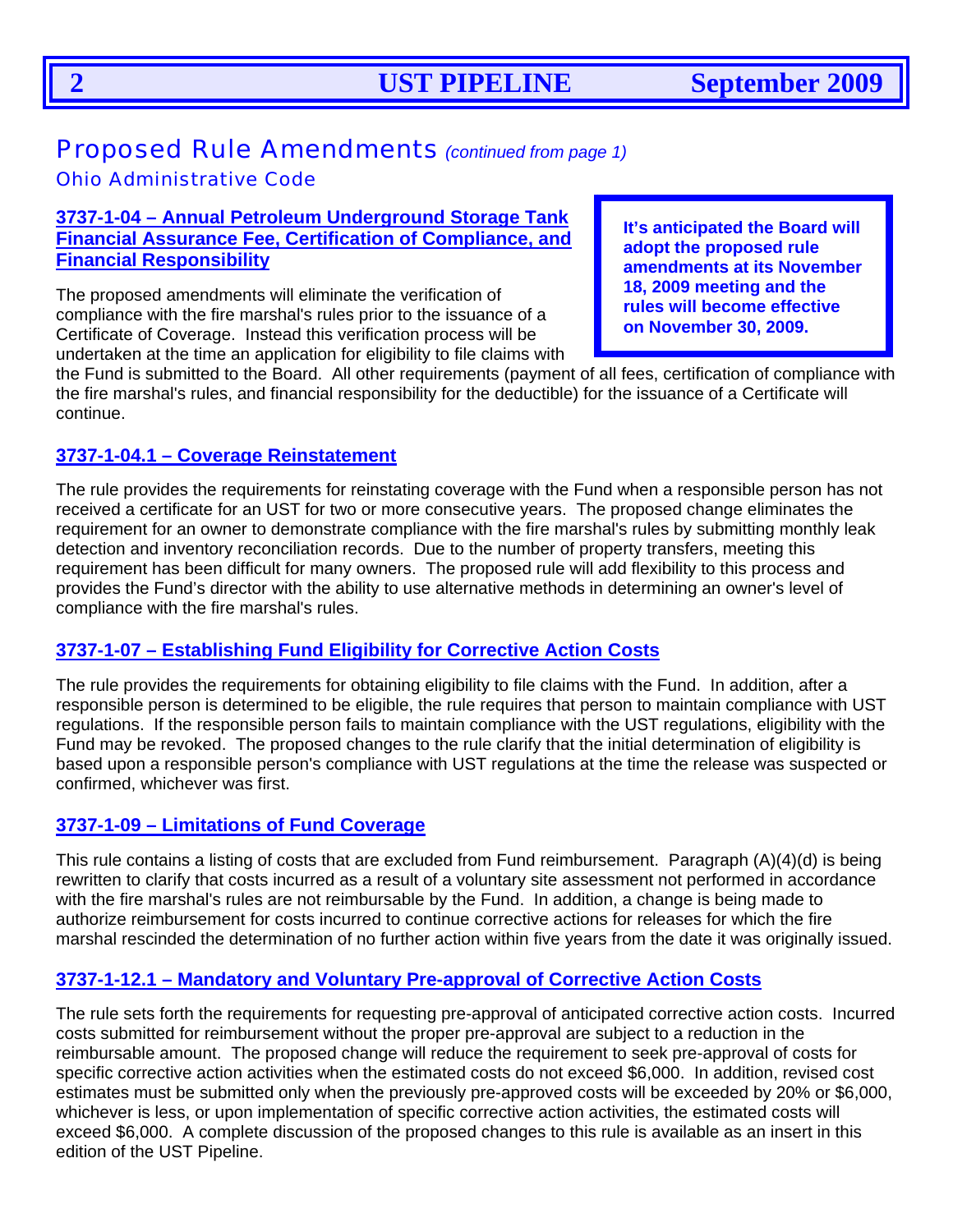## Proposed Rule Amendments *(continued from page 1)*

### Ohio Administrative Code

**It's anticipated the Board will adopt the proposed rule amendments at its November 18, 2009 meeting and the rules will become effective on November 30, 2009.**

#### 3737-1-04 – Annual Petroleum Underground Storage Tank Financial Assurance Fee, Certification of Compliance, and Financial Responsibility

The proposed amendments will eliminate the verification of compliance with the fire marshal's rules prior to the issuance of a Certificate of Coverage. Instead this verification process will be undertaken at the time an application for eligibility to file claims with the Fund is submitted to the Board. All other requirements (payment of all fees, certification of compliance with the fire marshal's rules, and financial responsibility for the deductible) for the issuance of a Certificate will continue.

#### 3737-1-04.1 – Coverage Reinstatement

The rule provides the requirements for reinstating coverage with the Fund when a responsible person has not received a certificate for an UST for two or more consecutive years. The proposed change eliminates the requirement for an owner to demonstrate compliance with the fire marshal's rules by submitting monthly leak detection and inventory reconciliation records. Due to the number of property transfers, meeting this requirement has been difficult for many owners. The proposed rule will add flexibility to this process and provides the Fund's director with the ability to use alternative methods in determining an owner's level of compliance with the fire marshal's rules.

#### 3737-1-07 – Establishing Fund Eligibility for Corrective Action Costs

The rule provides the requirements for obtaining eligibility to file claims with the Fund. In addition, after a responsible person is determined to be eligible, the rule requires that person to maintain compliance with UST regulations. If the responsible person fails to maintain compliance with the UST regulations, eligibility with the Fund may be revoked. The proposed changes to the rule clarify that the initial determination of eligibility is based upon a responsible person's compliance with UST regulations at the time the release was suspected or confirmed, whichever was first.

#### 3737-1-09 – Limitations of Fund Coverage

This rule contains a listing of costs that are excluded from Fund reimbursement. Paragraph (A)(4)(d) is being rewritten to clarify that costs incurred as a result of a voluntary site assessment not performed in accordance with the fire marshal's rules are not reimbursable by the Fund. In addition, a change is being made to authorize reimbursement for costs incurred to continue corrective actions for releases for which the fire marshal rescinded the determination of no further action within five years from the date it was originally issued.

#### 3737-1-12.1 – Mandatory and Voluntary Pre-approval of Corrective Action Costs

The rule sets forth the requirements for requesting pre-approval of anticipated corrective action costs. Incurred costs submitted for reimbursement without the proper pre-approval are subject to a reduction in the reimbursable amount. The proposed change will reduce the requirement to seek pre-approval of costs for specific corrective action activities when the estimated costs do not exceed $6,000. In addition, revised cost estimates must be submitted only when the previously pre-approved costs will be exceeded by 20% or $6,000, whichever is less, or upon implementation of specific corrective action activities, the estimated costs will exceed $6,000. A complete discussion of the proposed changes to this rule is available as an insert in this edition of the UST Pipeline.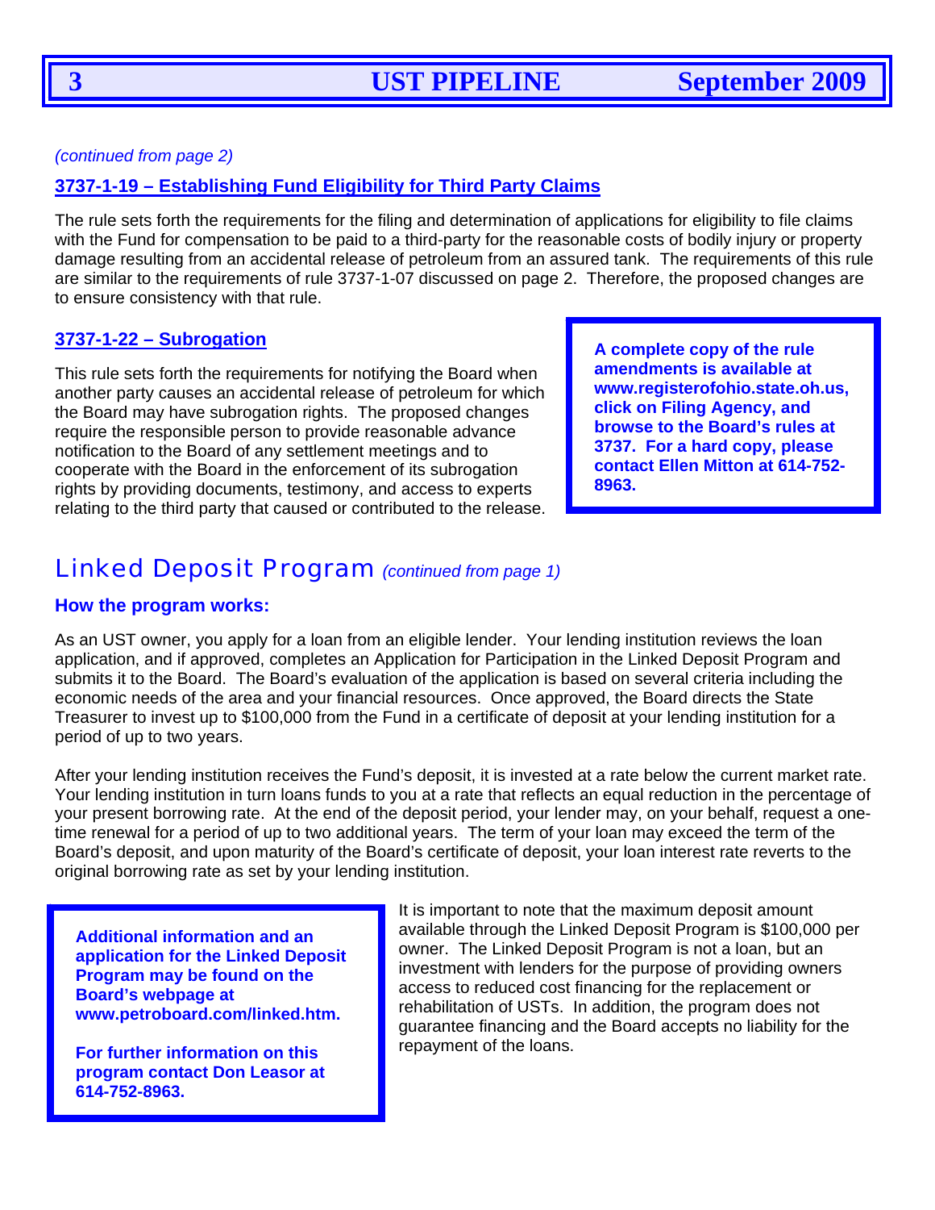*(continued from page 2)*

### 3737-1-19 – Establishing Fund Eligibility for Third Party Claims

The rule sets forth the requirements for the filing and determination of applications for eligibility to file claims with the Fund for compensation to be paid to a third-party for the reasonable costs of bodily injury or property damage resulting from an accidental release of petroleum from an assured tank. The requirements of this rule are similar to the requirements of rule 3737-1-07 discussed on page 2. Therefore, the proposed changes are to ensure consistency with that rule.

### 3737-1-22 – Subrogation

This rule sets forth the requirements for notifying the Board when another party causes an accidental release of petroleum for which the Board may have subrogation rights. The proposed changes require the responsible person to provide reasonable advance notification to the Board of any settlement meetings and to cooperate with the Board in the enforcement of its subrogation rights by providing documents, testimony, and access to experts relating to the third party that caused or contributed to the release.

**A complete copy of the rule amendments is available at www.registerofohio.state.oh.us, click on Filing Agency, and browse to the Board's rules at 3737. For a hard copy, please contact Ellen Mitton at 614-752-8963.**

## Linked Deposit Program *(continued from page 1)*

### How the program works:

As an UST owner, you apply for a loan from an eligible lender. Your lending institution reviews the loan application, and if approved, completes an Application for Participation in the Linked Deposit Program and submits it to the Board. The Board's evaluation of the application is based on several criteria including the economic needs of the area and your financial resources. Once approved, the Board directs the State Treasurer to invest up to $100,000 from the Fund in a certificate of deposit at your lending institution for a period of up to two years.

After your lending institution receives the Fund's deposit, it is invested at a rate below the current market rate. Your lending institution in turn loans funds to you at a rate that reflects an equal reduction in the percentage of your present borrowing rate. At the end of the deposit period, your lender may, on your behalf, request a one-time renewal for a period of up to two additional years. The term of your loan may exceed the term of the Board's deposit, and upon maturity of the Board's certificate of deposit, your loan interest rate reverts to the original borrowing rate as set by your lending institution.

**Additional information and an application for the Linked Deposit Program may be found on the Board's webpage at www.petroboard.com/linked.htm.**

**For further information on this program contact Don Leasor at 614-752-8963.**

It is important to note that the maximum deposit amount available through the Linked Deposit Program is $100,000 per owner. The Linked Deposit Program is not a loan, but an investment with lenders for the purpose of providing owners access to reduced cost financing for the replacement or rehabilitation of USTs. In addition, the program does not guarantee financing and the Board accepts no liability for the repayment of the loans.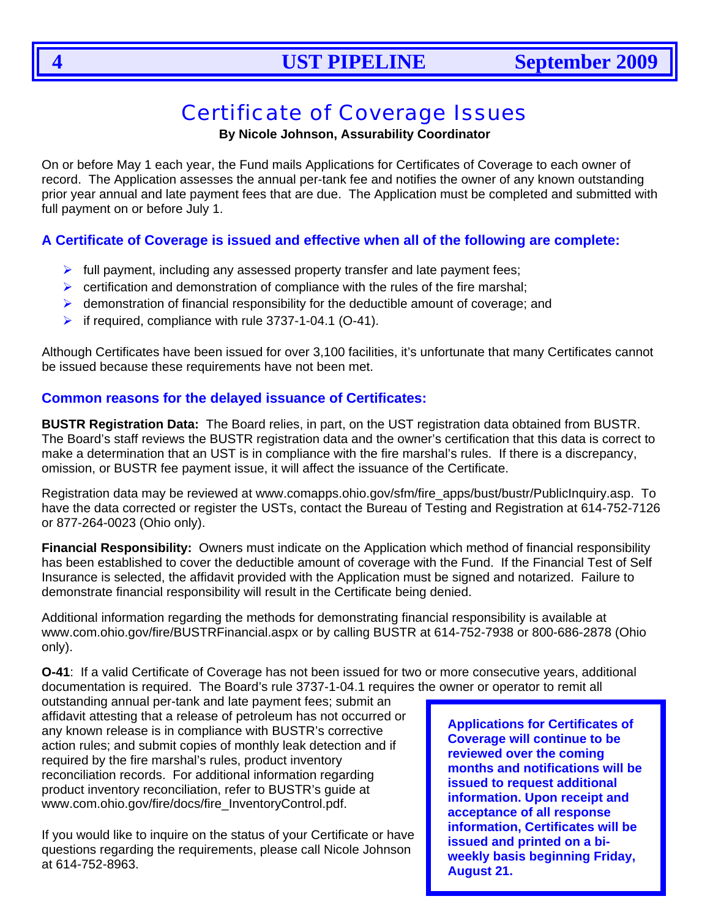# Certificate of Coverage Issues

**By Nicole Johnson, Assurability Coordinator**

On or before May 1 each year, the Fund mails Applications for Certificates of Coverage to each owner of record. The Application assesses the annual per-tank fee and notifies the owner of any known outstanding prior year annual and late payment fees that are due. The Application must be completed and submitted with full payment on or before July 1.

### A Certificate of Coverage is issued and effective when all of the following are complete:

- full payment, including any assessed property transfer and late payment fees;
- certification and demonstration of compliance with the rules of the fire marshal;
- demonstration of financial responsibility for the deductible amount of coverage; and
- if required, compliance with rule 3737-1-04.1 (O-41).

Although Certificates have been issued for over 3,100 facilities, it's unfortunate that many Certificates cannot be issued because these requirements have not been met.

### Common reasons for the delayed issuance of Certificates:

**BUSTR Registration Data:** The Board relies, in part, on the UST registration data obtained from BUSTR. The Board's staff reviews the BUSTR registration data and the owner's certification that this data is correct to make a determination that an UST is in compliance with the fire marshal's rules. If there is a discrepancy, omission, or BUSTR fee payment issue, it will affect the issuance of the Certificate.

Registration data may be reviewed at www.comapps.ohio.gov/sfm/fire_apps/bust/bustr/PublicInquiry.asp. To have the data corrected or register the USTs, contact the Bureau of Testing and Registration at 614-752-7126 or 877-264-0023 (Ohio only).

**Financial Responsibility:** Owners must indicate on the Application which method of financial responsibility has been established to cover the deductible amount of coverage with the Fund. If the Financial Test of Self Insurance is selected, the affidavit provided with the Application must be signed and notarized. Failure to demonstrate financial responsibility will result in the Certificate being denied.

Additional information regarding the methods for demonstrating financial responsibility is available at www.com.ohio.gov/fire/BUSTRFinancial.aspx or by calling BUSTR at 614-752-7938 or 800-686-2878 (Ohio only).

**O-41**: If a valid Certificate of Coverage has not been issued for two or more consecutive years, additional documentation is required. The Board's rule 3737-1-04.1 requires the owner or operator to remit all outstanding annual per-tank and late payment fees; submit an affidavit attesting that a release of petroleum has not occurred or any known release is in compliance with BUSTR's corrective action rules; and submit copies of monthly leak detection and if required by the fire marshal's rules, product inventory reconciliation records. For additional information regarding product inventory reconciliation, refer to BUSTR's guide at www.com.ohio.gov/fire/docs/fire_InventoryControl.pdf.

If you would like to inquire on the status of your Certificate or have questions regarding the requirements, please call Nicole Johnson at 614-752-8963.

**Applications for Certificates of Coverage will continue to be reviewed over the coming months and notifications will be issued to request additional information. Upon receipt and acceptance of all response information, Certificates will be issued and printed on a bi-weekly basis beginning Friday, August 21.**